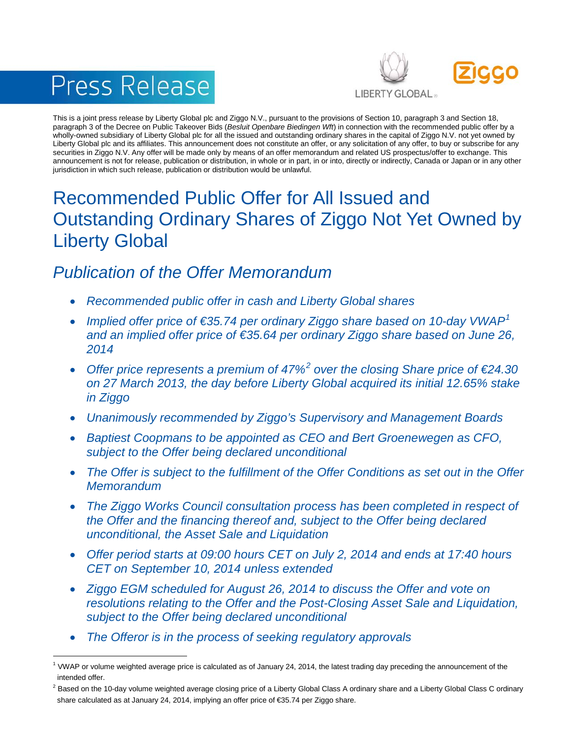# Press Release

LIBERTY GLOBAL

Ziggo

This is a joint press release by Liberty Global plc and Ziggo N.V., pursuant to the provisions of Section 10, paragraph 3 and Section 18, paragraph 3 of the Decree on Public Takeover Bids (*Besluit Openbare Biedingen Wft*) in connection with the recommended public offer by a wholly-owned subsidiary of Liberty Global plc for all the issued and outstanding ordinary shares in the capital of Ziggo N.V. not yet owned by Liberty Global plc and its affiliates. This announcement does not constitute an offer, or any solicitation of any offer, to buy or subscribe for any securities in Ziggo N.V. Any offer will be made only by means of an offer memorandum and related US prospectus/offer to exchange. This announcement is not for release, publication or distribution, in whole or in part, in or into, directly or indirectly, Canada or Japan or in any other jurisdiction in which such release, publication or distribution would be unlawful.

# Recommended Public Offer for All Issued and Outstanding Ordinary Shares of Ziggo Not Yet Owned by Liberty Global

## *Publication of the Offer Memorandum*

- *Recommended public offer in cash and Liberty Global shares*
- *Implied offer price of €35.74 per ordinary Ziggo share based on 10-day VWAP*[1] *and an implied offer price of €35.64 per ordinary Ziggo share based on June 26, 2014*
- *Offer price represents a premium of 47%*[2] *over the closing Share price of €24.30 on 27 March 2013, the day before Liberty Global acquired its initial 12.65% stake in Ziggo*
- *Unanimously recommended by Ziggo's Supervisory and Management Boards*
- *Baptiest Coopmans to be appointed as CEO and Bert Groenewegen as CFO, subject to the Offer being declared unconditional*
- *The Offer is subject to the fulfillment of the Offer Conditions as set out in the Offer Memorandum*
- *The Ziggo Works Council consultation process has been completed in respect of the Offer and the financing thereof and, subject to the Offer being declared unconditional, the Asset Sale and Liquidation*
- *Offer period starts at 09:00 hours CET on July 2, 2014 and ends at 17:40 hours CET on September 10, 2014 unless extended*
- *Ziggo EGM scheduled for August 26, 2014 to discuss the Offer and vote on resolutions relating to the Offer and the Post-Closing Asset Sale and Liquidation, subject to the Offer being declared unconditional*
- *The Offeror is in the process of seeking regulatory approvals*

[1] VWAP or volume weighted average price is calculated as of January 24, 2014, the latest trading day preceding the announcement of the intended offer.

[2] Based on the 10-day volume weighted average closing price of a Liberty Global Class A ordinary share and a Liberty Global Class C ordinary share calculated as at January 24, 2014, implying an offer price of €35.74 per Ziggo share.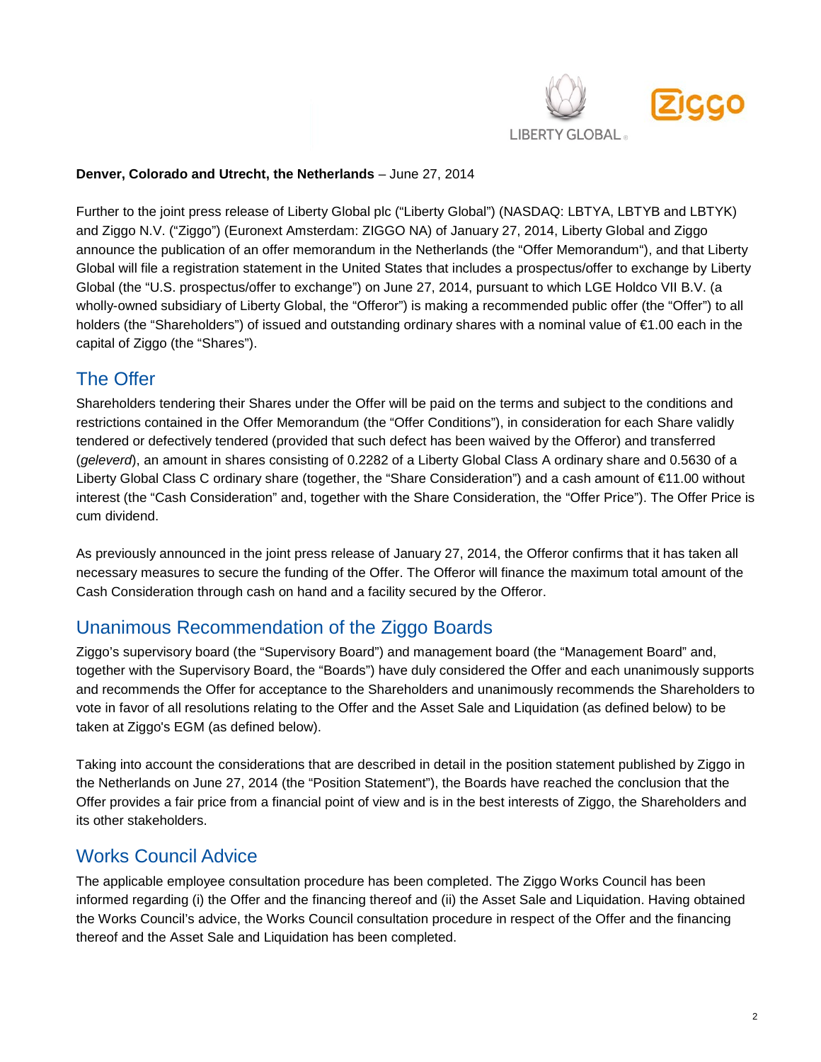**Denver, Colorado and Utrecht, the Netherlands** – June 27, 2014

Further to the joint press release of Liberty Global plc ("Liberty Global") (NASDAQ: LBTYA, LBTYB and LBTYK) and Ziggo N.V. ("Ziggo") (Euronext Amsterdam: ZIGGO NA) of January 27, 2014, Liberty Global and Ziggo announce the publication of an offer memorandum in the Netherlands (the "Offer Memorandum"), and that Liberty Global will file a registration statement in the United States that includes a prospectus/offer to exchange by Liberty Global (the "U.S. prospectus/offer to exchange") on June 27, 2014, pursuant to which LGE Holdco VII B.V. (a wholly-owned subsidiary of Liberty Global, the "Offeror") is making a recommended public offer (the "Offer") to all holders (the "Shareholders") of issued and outstanding ordinary shares with a nominal value of €1.00 each in the capital of Ziggo (the "Shares").

## The Offer

Shareholders tendering their Shares under the Offer will be paid on the terms and subject to the conditions and restrictions contained in the Offer Memorandum (the "Offer Conditions"), in consideration for each Share validly tendered or defectively tendered (provided that such defect has been waived by the Offeror) and transferred (*geleverd*), an amount in shares consisting of 0.2282 of a Liberty Global Class A ordinary share and 0.5630 of a Liberty Global Class C ordinary share (together, the "Share Consideration") and a cash amount of €11.00 without interest (the "Cash Consideration" and, together with the Share Consideration, the "Offer Price"). The Offer Price is cum dividend.

As previously announced in the joint press release of January 27, 2014, the Offeror confirms that it has taken all necessary measures to secure the funding of the Offer. The Offeror will finance the maximum total amount of the Cash Consideration through cash on hand and a facility secured by the Offeror.

## Unanimous Recommendation of the Ziggo Boards

Ziggo's supervisory board (the "Supervisory Board") and management board (the "Management Board" and, together with the Supervisory Board, the "Boards") have duly considered the Offer and each unanimously supports and recommends the Offer for acceptance to the Shareholders and unanimously recommends the Shareholders to vote in favor of all resolutions relating to the Offer and the Asset Sale and Liquidation (as defined below) to be taken at Ziggo's EGM (as defined below).

Taking into account the considerations that are described in detail in the position statement published by Ziggo in the Netherlands on June 27, 2014 (the "Position Statement"), the Boards have reached the conclusion that the Offer provides a fair price from a financial point of view and is in the best interests of Ziggo, the Shareholders and its other stakeholders.

## Works Council Advice

The applicable employee consultation procedure has been completed. The Ziggo Works Council has been informed regarding (i) the Offer and the financing thereof and (ii) the Asset Sale and Liquidation. Having obtained the Works Council's advice, the Works Council consultation procedure in respect of the Offer and the financing thereof and the Asset Sale and Liquidation has been completed.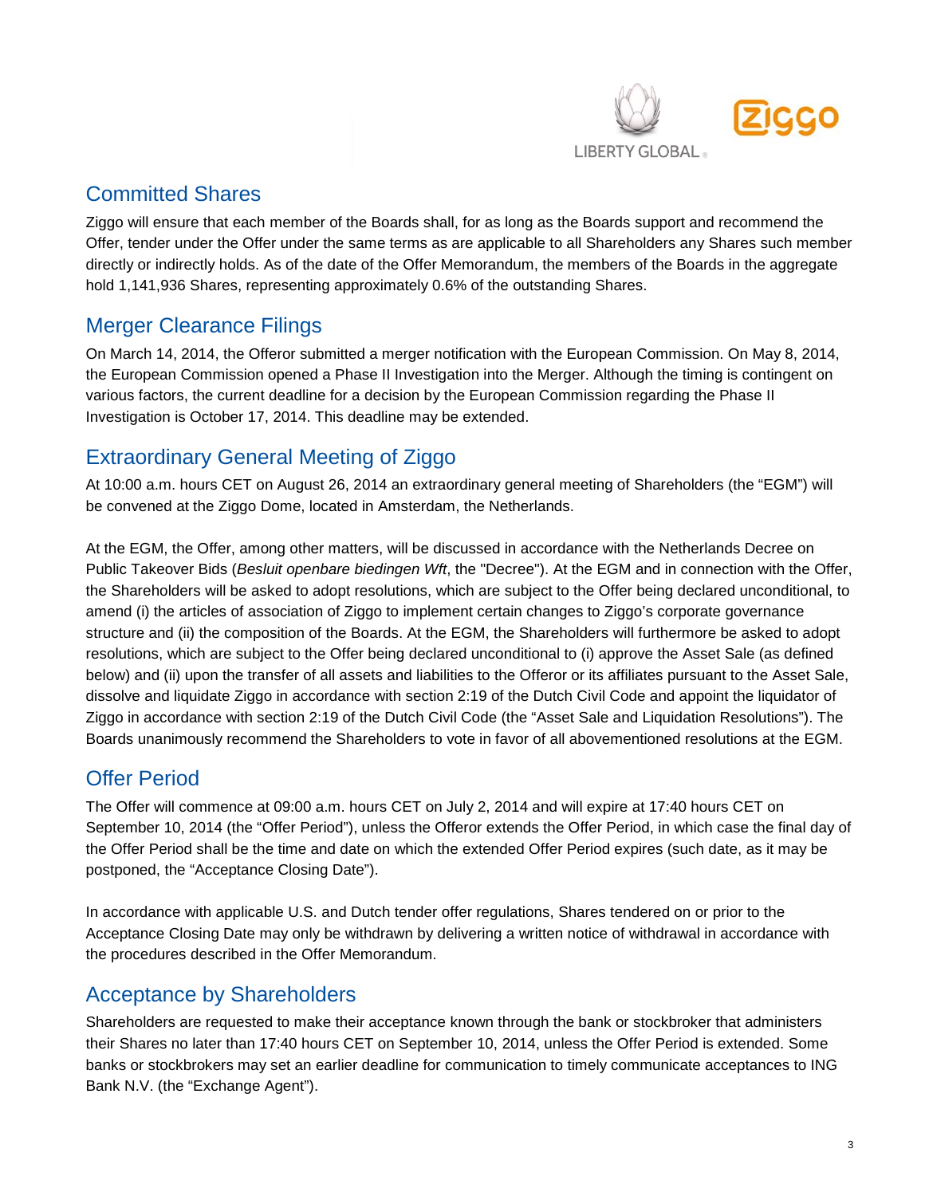## Committed Shares

Ziggo will ensure that each member of the Boards shall, for as long as the Boards support and recommend the Offer, tender under the Offer under the same terms as are applicable to all Shareholders any Shares such member directly or indirectly holds. As of the date of the Offer Memorandum, the members of the Boards in the aggregate hold 1,141,936 Shares, representing approximately 0.6% of the outstanding Shares.

## Merger Clearance Filings

On March 14, 2014, the Offeror submitted a merger notification with the European Commission. On May 8, 2014, the European Commission opened a Phase II Investigation into the Merger. Although the timing is contingent on various factors, the current deadline for a decision by the European Commission regarding the Phase II Investigation is October 17, 2014. This deadline may be extended.

## Extraordinary General Meeting of Ziggo

At 10:00 a.m. hours CET on August 26, 2014 an extraordinary general meeting of Shareholders (the "EGM") will be convened at the Ziggo Dome, located in Amsterdam, the Netherlands.

At the EGM, the Offer, among other matters, will be discussed in accordance with the Netherlands Decree on Public Takeover Bids (*Besluit openbare biedingen Wft*, the "Decree"). At the EGM and in connection with the Offer, the Shareholders will be asked to adopt resolutions, which are subject to the Offer being declared unconditional, to amend (i) the articles of association of Ziggo to implement certain changes to Ziggo's corporate governance structure and (ii) the composition of the Boards. At the EGM, the Shareholders will furthermore be asked to adopt resolutions, which are subject to the Offer being declared unconditional to (i) approve the Asset Sale (as defined below) and (ii) upon the transfer of all assets and liabilities to the Offeror or its affiliates pursuant to the Asset Sale, dissolve and liquidate Ziggo in accordance with section 2:19 of the Dutch Civil Code and appoint the liquidator of Ziggo in accordance with section 2:19 of the Dutch Civil Code (the "Asset Sale and Liquidation Resolutions"). The Boards unanimously recommend the Shareholders to vote in favor of all abovementioned resolutions at the EGM.

## Offer Period

The Offer will commence at 09:00 a.m. hours CET on July 2, 2014 and will expire at 17:40 hours CET on September 10, 2014 (the "Offer Period"), unless the Offeror extends the Offer Period, in which case the final day of the Offer Period shall be the time and date on which the extended Offer Period expires (such date, as it may be postponed, the "Acceptance Closing Date").

In accordance with applicable U.S. and Dutch tender offer regulations, Shares tendered on or prior to the Acceptance Closing Date may only be withdrawn by delivering a written notice of withdrawal in accordance with the procedures described in the Offer Memorandum.

## Acceptance by Shareholders

Shareholders are requested to make their acceptance known through the bank or stockbroker that administers their Shares no later than 17:40 hours CET on September 10, 2014, unless the Offer Period is extended. Some banks or stockbrokers may set an earlier deadline for communication to timely communicate acceptances to ING Bank N.V. (the "Exchange Agent").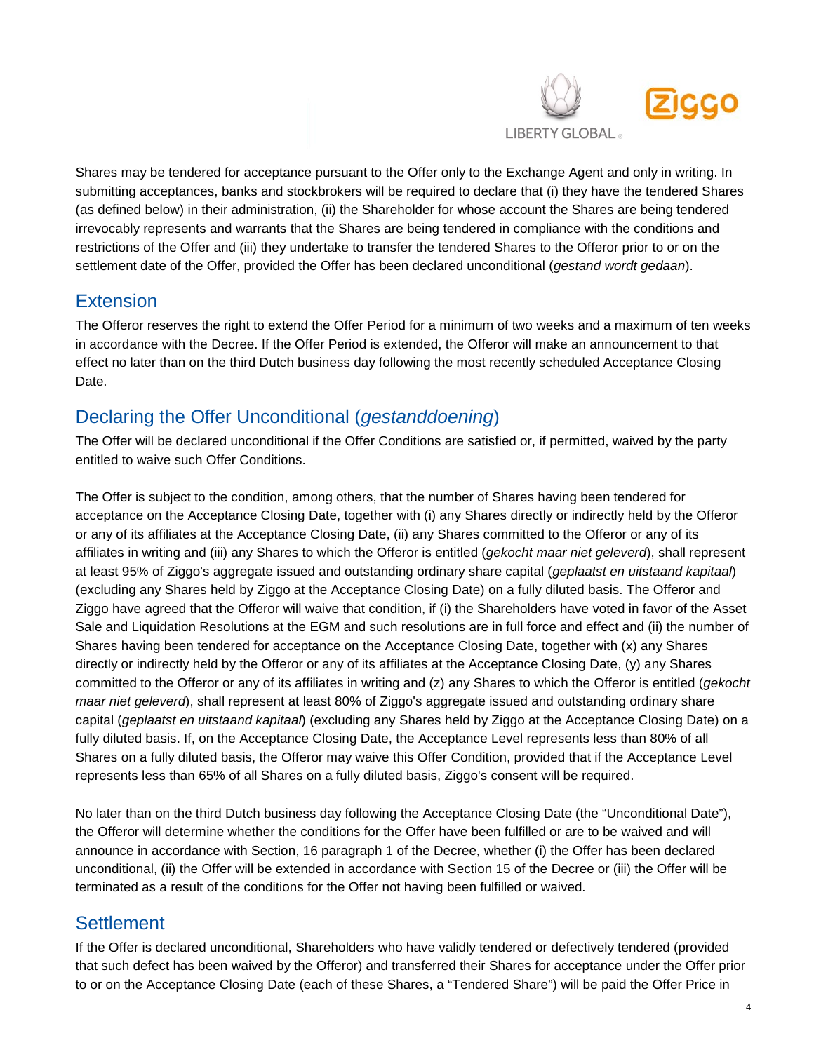Shares may be tendered for acceptance pursuant to the Offer only to the Exchange Agent and only in writing. In submitting acceptances, banks and stockbrokers will be required to declare that (i) they have the tendered Shares (as defined below) in their administration, (ii) the Shareholder for whose account the Shares are being tendered irrevocably represents and warrants that the Shares are being tendered in compliance with the conditions and restrictions of the Offer and (iii) they undertake to transfer the tendered Shares to the Offeror prior to or on the settlement date of the Offer, provided the Offer has been declared unconditional (*gestand wordt gedaan*).

## Extension

The Offeror reserves the right to extend the Offer Period for a minimum of two weeks and a maximum of ten weeks in accordance with the Decree. If the Offer Period is extended, the Offeror will make an announcement to that effect no later than on the third Dutch business day following the most recently scheduled Acceptance Closing Date.

## Declaring the Offer Unconditional (*gestanddoening*)

The Offer will be declared unconditional if the Offer Conditions are satisfied or, if permitted, waived by the party entitled to waive such Offer Conditions.

The Offer is subject to the condition, among others, that the number of Shares having been tendered for acceptance on the Acceptance Closing Date, together with (i) any Shares directly or indirectly held by the Offeror or any of its affiliates at the Acceptance Closing Date, (ii) any Shares committed to the Offeror or any of its affiliates in writing and (iii) any Shares to which the Offeror is entitled (*gekocht maar niet geleverd*), shall represent at least 95% of Ziggo's aggregate issued and outstanding ordinary share capital (*geplaatst en uitstaand kapitaal*) (excluding any Shares held by Ziggo at the Acceptance Closing Date) on a fully diluted basis. The Offeror and Ziggo have agreed that the Offeror will waive that condition, if (i) the Shareholders have voted in favor of the Asset Sale and Liquidation Resolutions at the EGM and such resolutions are in full force and effect and (ii) the number of Shares having been tendered for acceptance on the Acceptance Closing Date, together with (x) any Shares directly or indirectly held by the Offeror or any of its affiliates at the Acceptance Closing Date, (y) any Shares committed to the Offeror or any of its affiliates in writing and (z) any Shares to which the Offeror is entitled (*gekocht maar niet geleverd*), shall represent at least 80% of Ziggo's aggregate issued and outstanding ordinary share capital (*geplaatst en uitstaand kapitaal*) (excluding any Shares held by Ziggo at the Acceptance Closing Date) on a fully diluted basis. If, on the Acceptance Closing Date, the Acceptance Level represents less than 80% of all Shares on a fully diluted basis, the Offeror may waive this Offer Condition, provided that if the Acceptance Level represents less than 65% of all Shares on a fully diluted basis, Ziggo's consent will be required.

No later than on the third Dutch business day following the Acceptance Closing Date (the "Unconditional Date"), the Offeror will determine whether the conditions for the Offer have been fulfilled or are to be waived and will announce in accordance with Section, 16 paragraph 1 of the Decree, whether (i) the Offer has been declared unconditional, (ii) the Offer will be extended in accordance with Section 15 of the Decree or (iii) the Offer will be terminated as a result of the conditions for the Offer not having been fulfilled or waived.

## Settlement

If the Offer is declared unconditional, Shareholders who have validly tendered or defectively tendered (provided that such defect has been waived by the Offeror) and transferred their Shares for acceptance under the Offer prior to or on the Acceptance Closing Date (each of these Shares, a "Tendered Share") will be paid the Offer Price in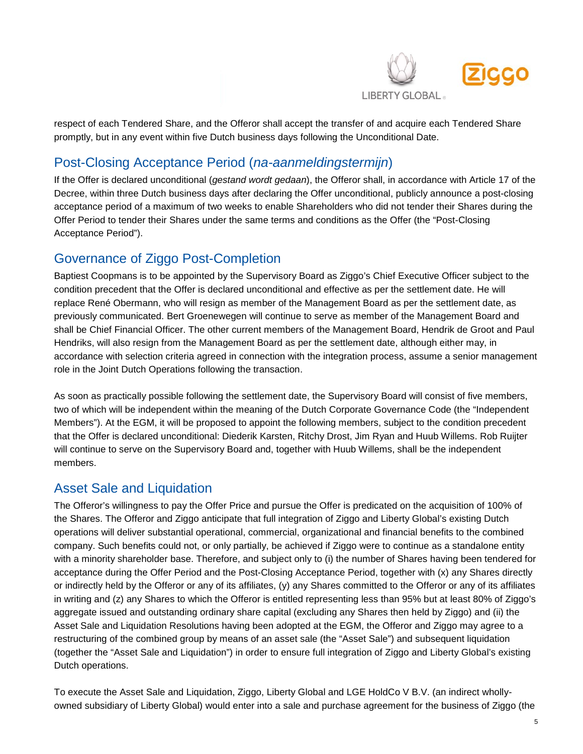respect of each Tendered Share, and the Offeror shall accept the transfer of and acquire each Tendered Share promptly, but in any event within five Dutch business days following the Unconditional Date.

## Post-Closing Acceptance Period (*na-aanmeldingstermijn*)

If the Offer is declared unconditional (*gestand wordt gedaan*), the Offeror shall, in accordance with Article 17 of the Decree, within three Dutch business days after declaring the Offer unconditional, publicly announce a post-closing acceptance period of a maximum of two weeks to enable Shareholders who did not tender their Shares during the Offer Period to tender their Shares under the same terms and conditions as the Offer (the "Post-Closing Acceptance Period").

## Governance of Ziggo Post-Completion

Baptiest Coopmans is to be appointed by the Supervisory Board as Ziggo's Chief Executive Officer subject to the condition precedent that the Offer is declared unconditional and effective as per the settlement date. He will replace René Obermann, who will resign as member of the Management Board as per the settlement date, as previously communicated. Bert Groenewegen will continue to serve as member of the Management Board and shall be Chief Financial Officer. The other current members of the Management Board, Hendrik de Groot and Paul Hendriks, will also resign from the Management Board as per the settlement date, although either may, in accordance with selection criteria agreed in connection with the integration process, assume a senior management role in the Joint Dutch Operations following the transaction.

As soon as practically possible following the settlement date, the Supervisory Board will consist of five members, two of which will be independent within the meaning of the Dutch Corporate Governance Code (the "Independent Members"). At the EGM, it will be proposed to appoint the following members, subject to the condition precedent that the Offer is declared unconditional: Diederik Karsten, Ritchy Drost, Jim Ryan and Huub Willems. Rob Ruijter will continue to serve on the Supervisory Board and, together with Huub Willems, shall be the independent members.

## Asset Sale and Liquidation

The Offeror's willingness to pay the Offer Price and pursue the Offer is predicated on the acquisition of 100% of the Shares. The Offeror and Ziggo anticipate that full integration of Ziggo and Liberty Global's existing Dutch operations will deliver substantial operational, commercial, organizational and financial benefits to the combined company. Such benefits could not, or only partially, be achieved if Ziggo were to continue as a standalone entity with a minority shareholder base. Therefore, and subject only to (i) the number of Shares having been tendered for acceptance during the Offer Period and the Post-Closing Acceptance Period, together with (x) any Shares directly or indirectly held by the Offeror or any of its affiliates, (y) any Shares committed to the Offeror or any of its affiliates in writing and (z) any Shares to which the Offeror is entitled representing less than 95% but at least 80% of Ziggo's aggregate issued and outstanding ordinary share capital (excluding any Shares then held by Ziggo) and (ii) the Asset Sale and Liquidation Resolutions having been adopted at the EGM, the Offeror and Ziggo may agree to a restructuring of the combined group by means of an asset sale (the "Asset Sale") and subsequent liquidation (together the "Asset Sale and Liquidation") in order to ensure full integration of Ziggo and Liberty Global's existing Dutch operations.

To execute the Asset Sale and Liquidation, Ziggo, Liberty Global and LGE HoldCo V B.V. (an indirect wholly-owned subsidiary of Liberty Global) would enter into a sale and purchase agreement for the business of Ziggo (the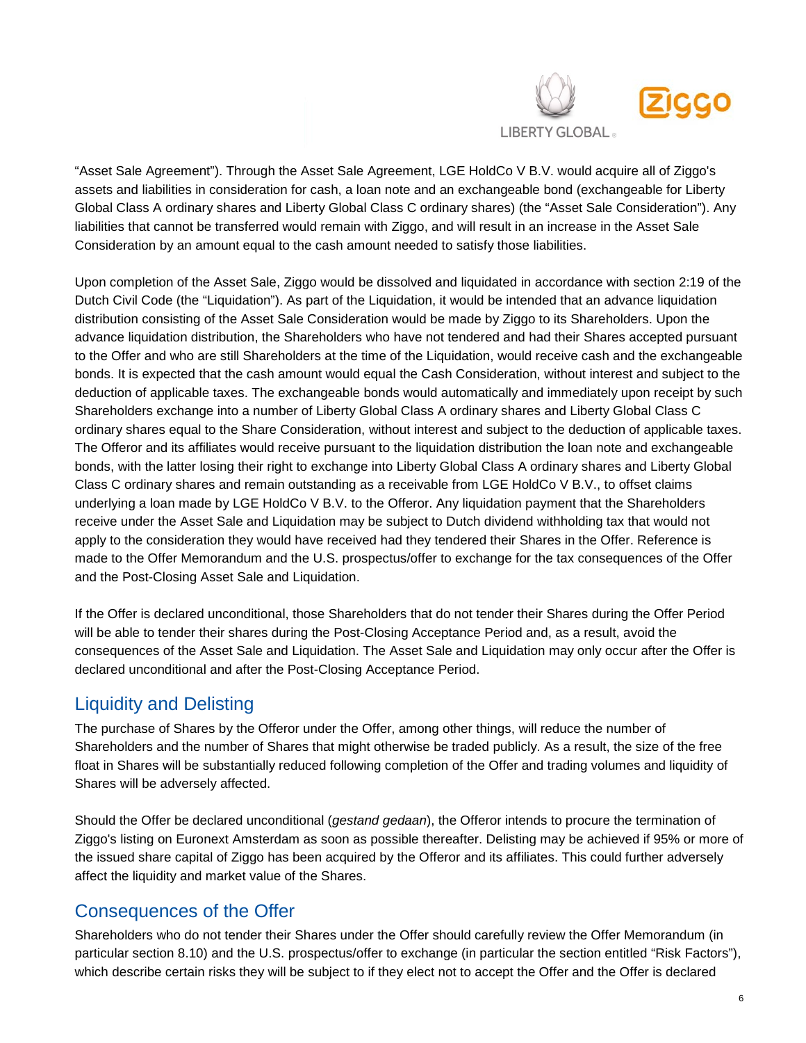"Asset Sale Agreement"). Through the Asset Sale Agreement, LGE HoldCo V B.V. would acquire all of Ziggo's assets and liabilities in consideration for cash, a loan note and an exchangeable bond (exchangeable for Liberty Global Class A ordinary shares and Liberty Global Class C ordinary shares) (the "Asset Sale Consideration"). Any liabilities that cannot be transferred would remain with Ziggo, and will result in an increase in the Asset Sale Consideration by an amount equal to the cash amount needed to satisfy those liabilities.

Upon completion of the Asset Sale, Ziggo would be dissolved and liquidated in accordance with section 2:19 of the Dutch Civil Code (the "Liquidation"). As part of the Liquidation, it would be intended that an advance liquidation distribution consisting of the Asset Sale Consideration would be made by Ziggo to its Shareholders. Upon the advance liquidation distribution, the Shareholders who have not tendered and had their Shares accepted pursuant to the Offer and who are still Shareholders at the time of the Liquidation, would receive cash and the exchangeable bonds. It is expected that the cash amount would equal the Cash Consideration, without interest and subject to the deduction of applicable taxes. The exchangeable bonds would automatically and immediately upon receipt by such Shareholders exchange into a number of Liberty Global Class A ordinary shares and Liberty Global Class C ordinary shares equal to the Share Consideration, without interest and subject to the deduction of applicable taxes. The Offeror and its affiliates would receive pursuant to the liquidation distribution the loan note and exchangeable bonds, with the latter losing their right to exchange into Liberty Global Class A ordinary shares and Liberty Global Class C ordinary shares and remain outstanding as a receivable from LGE HoldCo V B.V., to offset claims underlying a loan made by LGE HoldCo V B.V. to the Offeror. Any liquidation payment that the Shareholders receive under the Asset Sale and Liquidation may be subject to Dutch dividend withholding tax that would not apply to the consideration they would have received had they tendered their Shares in the Offer. Reference is made to the Offer Memorandum and the U.S. prospectus/offer to exchange for the tax consequences of the Offer and the Post-Closing Asset Sale and Liquidation.

If the Offer is declared unconditional, those Shareholders that do not tender their Shares during the Offer Period will be able to tender their shares during the Post-Closing Acceptance Period and, as a result, avoid the consequences of the Asset Sale and Liquidation. The Asset Sale and Liquidation may only occur after the Offer is declared unconditional and after the Post-Closing Acceptance Period.

## Liquidity and Delisting

The purchase of Shares by the Offeror under the Offer, among other things, will reduce the number of Shareholders and the number of Shares that might otherwise be traded publicly. As a result, the size of the free float in Shares will be substantially reduced following completion of the Offer and trading volumes and liquidity of Shares will be adversely affected.

Should the Offer be declared unconditional (*gestand gedaan*), the Offeror intends to procure the termination of Ziggo's listing on Euronext Amsterdam as soon as possible thereafter. Delisting may be achieved if 95% or more of the issued share capital of Ziggo has been acquired by the Offeror and its affiliates. This could further adversely affect the liquidity and market value of the Shares.

## Consequences of the Offer

Shareholders who do not tender their Shares under the Offer should carefully review the Offer Memorandum (in particular section 8.10) and the U.S. prospectus/offer to exchange (in particular the section entitled "Risk Factors"), which describe certain risks they will be subject to if they elect not to accept the Offer and the Offer is declared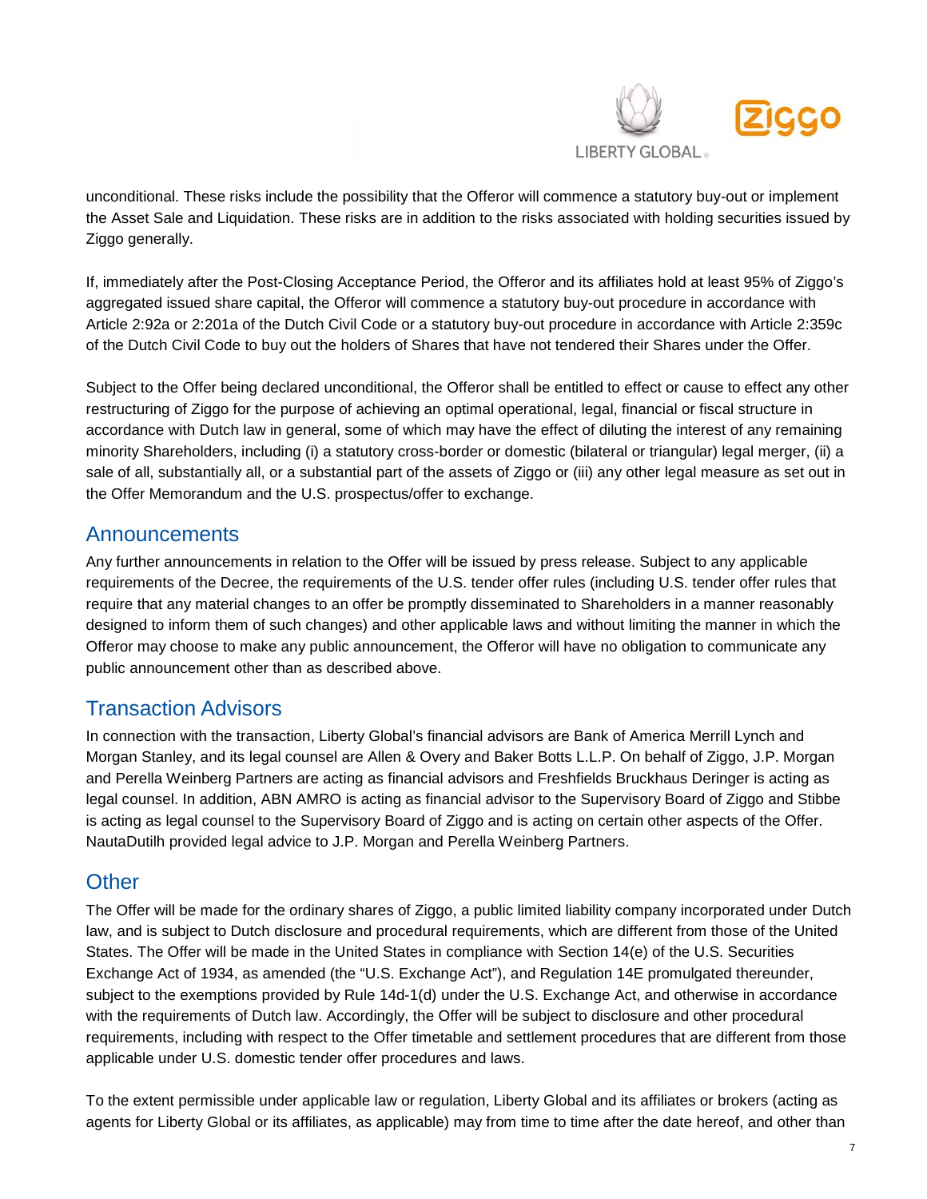unconditional. These risks include the possibility that the Offeror will commence a statutory buy-out or implement the Asset Sale and Liquidation. These risks are in addition to the risks associated with holding securities issued by Ziggo generally.

If, immediately after the Post-Closing Acceptance Period, the Offeror and its affiliates hold at least 95% of Ziggo's aggregated issued share capital, the Offeror will commence a statutory buy-out procedure in accordance with Article 2:92a or 2:201a of the Dutch Civil Code or a statutory buy-out procedure in accordance with Article 2:359c of the Dutch Civil Code to buy out the holders of Shares that have not tendered their Shares under the Offer.

Subject to the Offer being declared unconditional, the Offeror shall be entitled to effect or cause to effect any other restructuring of Ziggo for the purpose of achieving an optimal operational, legal, financial or fiscal structure in accordance with Dutch law in general, some of which may have the effect of diluting the interest of any remaining minority Shareholders, including (i) a statutory cross-border or domestic (bilateral or triangular) legal merger, (ii) a sale of all, substantially all, or a substantial part of the assets of Ziggo or (iii) any other legal measure as set out in the Offer Memorandum and the U.S. prospectus/offer to exchange.

## Announcements

Any further announcements in relation to the Offer will be issued by press release. Subject to any applicable requirements of the Decree, the requirements of the U.S. tender offer rules (including U.S. tender offer rules that require that any material changes to an offer be promptly disseminated to Shareholders in a manner reasonably designed to inform them of such changes) and other applicable laws and without limiting the manner in which the Offeror may choose to make any public announcement, the Offeror will have no obligation to communicate any public announcement other than as described above.

## Transaction Advisors

In connection with the transaction, Liberty Global's financial advisors are Bank of America Merrill Lynch and Morgan Stanley, and its legal counsel are Allen & Overy and Baker Botts L.L.P. On behalf of Ziggo, J.P. Morgan and Perella Weinberg Partners are acting as financial advisors and Freshfields Bruckhaus Deringer is acting as legal counsel. In addition, ABN AMRO is acting as financial advisor to the Supervisory Board of Ziggo and Stibbe is acting as legal counsel to the Supervisory Board of Ziggo and is acting on certain other aspects of the Offer. NautaDutilh provided legal advice to J.P. Morgan and Perella Weinberg Partners.

## Other

The Offer will be made for the ordinary shares of Ziggo, a public limited liability company incorporated under Dutch law, and is subject to Dutch disclosure and procedural requirements, which are different from those of the United States. The Offer will be made in the United States in compliance with Section 14(e) of the U.S. Securities Exchange Act of 1934, as amended (the "U.S. Exchange Act"), and Regulation 14E promulgated thereunder, subject to the exemptions provided by Rule 14d-1(d) under the U.S. Exchange Act, and otherwise in accordance with the requirements of Dutch law. Accordingly, the Offer will be subject to disclosure and other procedural requirements, including with respect to the Offer timetable and settlement procedures that are different from those applicable under U.S. domestic tender offer procedures and laws.

To the extent permissible under applicable law or regulation, Liberty Global and its affiliates or brokers (acting as agents for Liberty Global or its affiliates, as applicable) may from time to time after the date hereof, and other than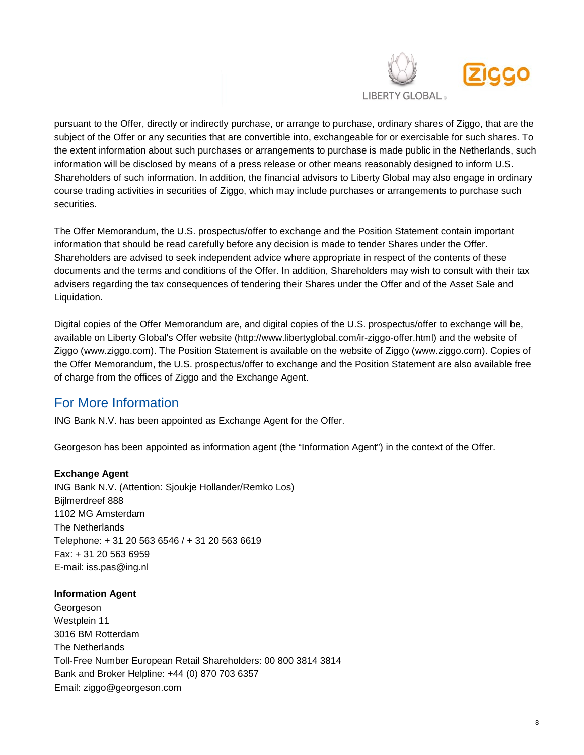pursuant to the Offer, directly or indirectly purchase, or arrange to purchase, ordinary shares of Ziggo, that are the subject of the Offer or any securities that are convertible into, exchangeable for or exercisable for such shares. To the extent information about such purchases or arrangements to purchase is made public in the Netherlands, such information will be disclosed by means of a press release or other means reasonably designed to inform U.S. Shareholders of such information. In addition, the financial advisors to Liberty Global may also engage in ordinary course trading activities in securities of Ziggo, which may include purchases or arrangements to purchase such securities.

The Offer Memorandum, the U.S. prospectus/offer to exchange and the Position Statement contain important information that should be read carefully before any decision is made to tender Shares under the Offer. Shareholders are advised to seek independent advice where appropriate in respect of the contents of these documents and the terms and conditions of the Offer. In addition, Shareholders may wish to consult with their tax advisers regarding the tax consequences of tendering their Shares under the Offer and of the Asset Sale and Liquidation.

Digital copies of the Offer Memorandum are, and digital copies of the U.S. prospectus/offer to exchange will be, available on Liberty Global's Offer website (http://www.libertyglobal.com/ir-ziggo-offer.html) and the website of Ziggo (www.ziggo.com). The Position Statement is available on the website of Ziggo (www.ziggo.com). Copies of the Offer Memorandum, the U.S. prospectus/offer to exchange and the Position Statement are also available free of charge from the offices of Ziggo and the Exchange Agent.

## For More Information

ING Bank N.V. has been appointed as Exchange Agent for the Offer.

Georgeson has been appointed as information agent (the "Information Agent") in the context of the Offer.

**Exchange Agent**
ING Bank N.V. (Attention: Sjoukje Hollander/Remko Los)
Bijlmerdreef 888
1102 MG Amsterdam
The Netherlands
Telephone: + 31 20 563 6546 / + 31 20 563 6619
Fax: + 31 20 563 6959
E-mail: iss.pas@ing.nl

**Information Agent**
Georgeson
Westplein 11
3016 BM Rotterdam
The Netherlands
Toll-Free Number European Retail Shareholders: 00 800 3814 3814
Bank and Broker Helpline: +44 (0) 870 703 6357
Email: ziggo@georgeson.com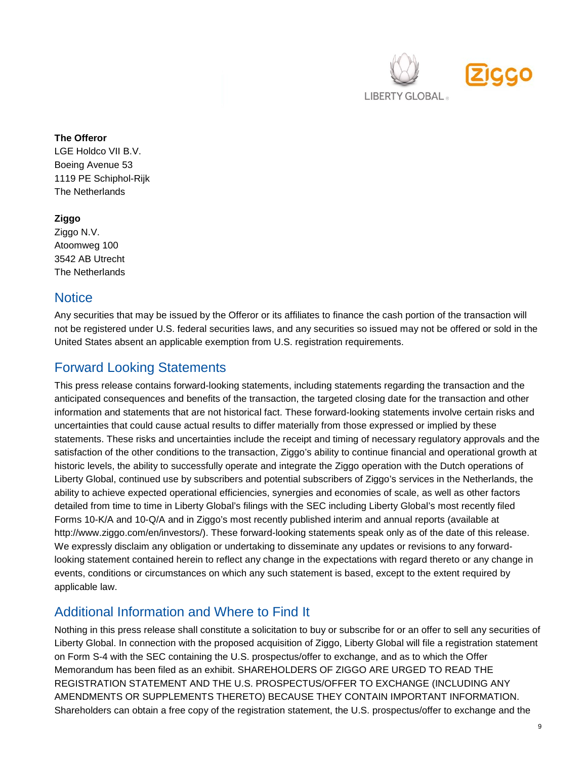**The Offeror**
LGE Holdco VII B.V.
Boeing Avenue 53
1119 PE Schiphol-Rijk
The Netherlands

**Ziggo**
Ziggo N.V.
Atoomweg 100
3542 AB Utrecht
The Netherlands

## Notice

Any securities that may be issued by the Offeror or its affiliates to finance the cash portion of the transaction will not be registered under U.S. federal securities laws, and any securities so issued may not be offered or sold in the United States absent an applicable exemption from U.S. registration requirements.

## Forward Looking Statements

This press release contains forward-looking statements, including statements regarding the transaction and the anticipated consequences and benefits of the transaction, the targeted closing date for the transaction and other information and statements that are not historical fact. These forward-looking statements involve certain risks and uncertainties that could cause actual results to differ materially from those expressed or implied by these statements. These risks and uncertainties include the receipt and timing of necessary regulatory approvals and the satisfaction of the other conditions to the transaction, Ziggo's ability to continue financial and operational growth at historic levels, the ability to successfully operate and integrate the Ziggo operation with the Dutch operations of Liberty Global, continued use by subscribers and potential subscribers of Ziggo's services in the Netherlands, the ability to achieve expected operational efficiencies, synergies and economies of scale, as well as other factors detailed from time to time in Liberty Global's filings with the SEC including Liberty Global's most recently filed Forms 10-K/A and 10-Q/A and in Ziggo's most recently published interim and annual reports (available at http://www.ziggo.com/en/investors/). These forward-looking statements speak only as of the date of this release. We expressly disclaim any obligation or undertaking to disseminate any updates or revisions to any forward-looking statement contained herein to reflect any change in the expectations with regard thereto or any change in events, conditions or circumstances on which any such statement is based, except to the extent required by applicable law.

## Additional Information and Where to Find It

Nothing in this press release shall constitute a solicitation to buy or subscribe for or an offer to sell any securities of Liberty Global. In connection with the proposed acquisition of Ziggo, Liberty Global will file a registration statement on Form S-4 with the SEC containing the U.S. prospectus/offer to exchange, and as to which the Offer Memorandum has been filed as an exhibit. SHAREHOLDERS OF ZIGGO ARE URGED TO READ THE REGISTRATION STATEMENT AND THE U.S. PROSPECTUS/OFFER TO EXCHANGE (INCLUDING ANY AMENDMENTS OR SUPPLEMENTS THERETO) BECAUSE THEY CONTAIN IMPORTANT INFORMATION. Shareholders can obtain a free copy of the registration statement, the U.S. prospectus/offer to exchange and the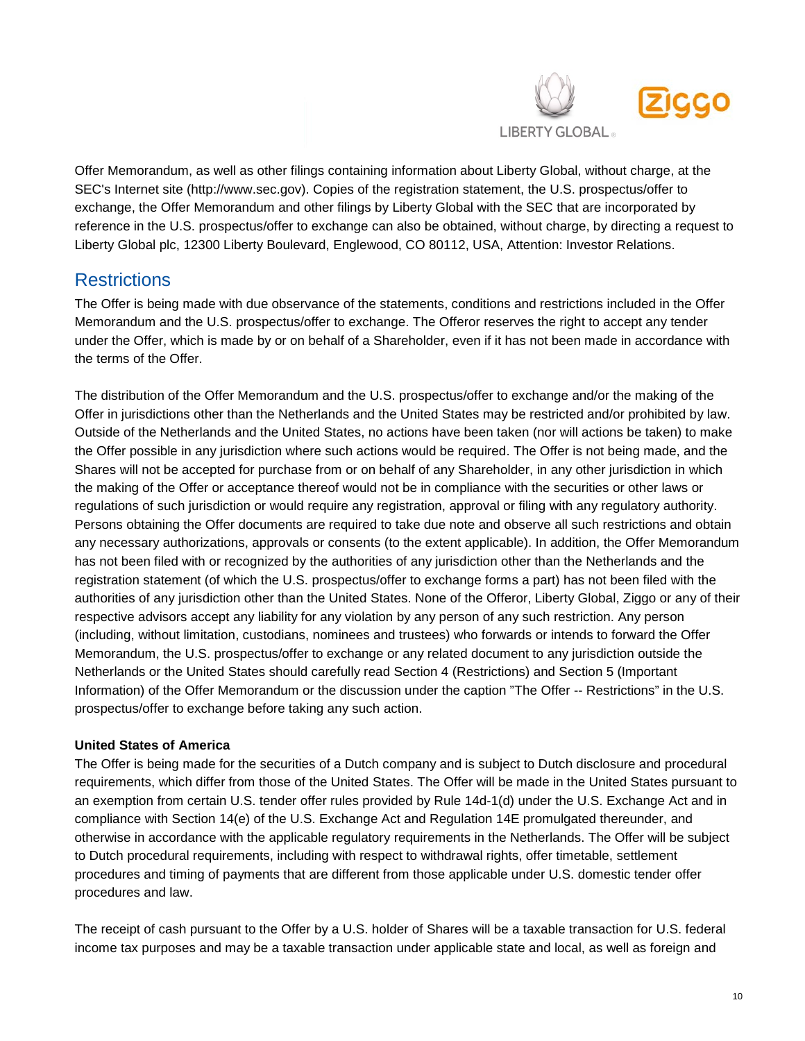Offer Memorandum, as well as other filings containing information about Liberty Global, without charge, at the SEC's Internet site (http://www.sec.gov). Copies of the registration statement, the U.S. prospectus/offer to exchange, the Offer Memorandum and other filings by Liberty Global with the SEC that are incorporated by reference in the U.S. prospectus/offer to exchange can also be obtained, without charge, by directing a request to Liberty Global plc, 12300 Liberty Boulevard, Englewood, CO 80112, USA, Attention: Investor Relations.

## Restrictions

The Offer is being made with due observance of the statements, conditions and restrictions included in the Offer Memorandum and the U.S. prospectus/offer to exchange. The Offeror reserves the right to accept any tender under the Offer, which is made by or on behalf of a Shareholder, even if it has not been made in accordance with the terms of the Offer.

The distribution of the Offer Memorandum and the U.S. prospectus/offer to exchange and/or the making of the Offer in jurisdictions other than the Netherlands and the United States may be restricted and/or prohibited by law. Outside of the Netherlands and the United States, no actions have been taken (nor will actions be taken) to make the Offer possible in any jurisdiction where such actions would be required. The Offer is not being made, and the Shares will not be accepted for purchase from or on behalf of any Shareholder, in any other jurisdiction in which the making of the Offer or acceptance thereof would not be in compliance with the securities or other laws or regulations of such jurisdiction or would require any registration, approval or filing with any regulatory authority. Persons obtaining the Offer documents are required to take due note and observe all such restrictions and obtain any necessary authorizations, approvals or consents (to the extent applicable). In addition, the Offer Memorandum has not been filed with or recognized by the authorities of any jurisdiction other than the Netherlands and the registration statement (of which the U.S. prospectus/offer to exchange forms a part) has not been filed with the authorities of any jurisdiction other than the United States. None of the Offeror, Liberty Global, Ziggo or any of their respective advisors accept any liability for any violation by any person of any such restriction. Any person (including, without limitation, custodians, nominees and trustees) who forwards or intends to forward the Offer Memorandum, the U.S. prospectus/offer to exchange or any related document to any jurisdiction outside the Netherlands or the United States should carefully read Section 4 (Restrictions) and Section 5 (Important Information) of the Offer Memorandum or the discussion under the caption "The Offer -- Restrictions" in the U.S. prospectus/offer to exchange before taking any such action.

**United States of America**

The Offer is being made for the securities of a Dutch company and is subject to Dutch disclosure and procedural requirements, which differ from those of the United States. The Offer will be made in the United States pursuant to an exemption from certain U.S. tender offer rules provided by Rule 14d-1(d) under the U.S. Exchange Act and in compliance with Section 14(e) of the U.S. Exchange Act and Regulation 14E promulgated thereunder, and otherwise in accordance with the applicable regulatory requirements in the Netherlands. The Offer will be subject to Dutch procedural requirements, including with respect to withdrawal rights, offer timetable, settlement procedures and timing of payments that are different from those applicable under U.S. domestic tender offer procedures and law.

The receipt of cash pursuant to the Offer by a U.S. holder of Shares will be a taxable transaction for U.S. federal income tax purposes and may be a taxable transaction under applicable state and local, as well as foreign and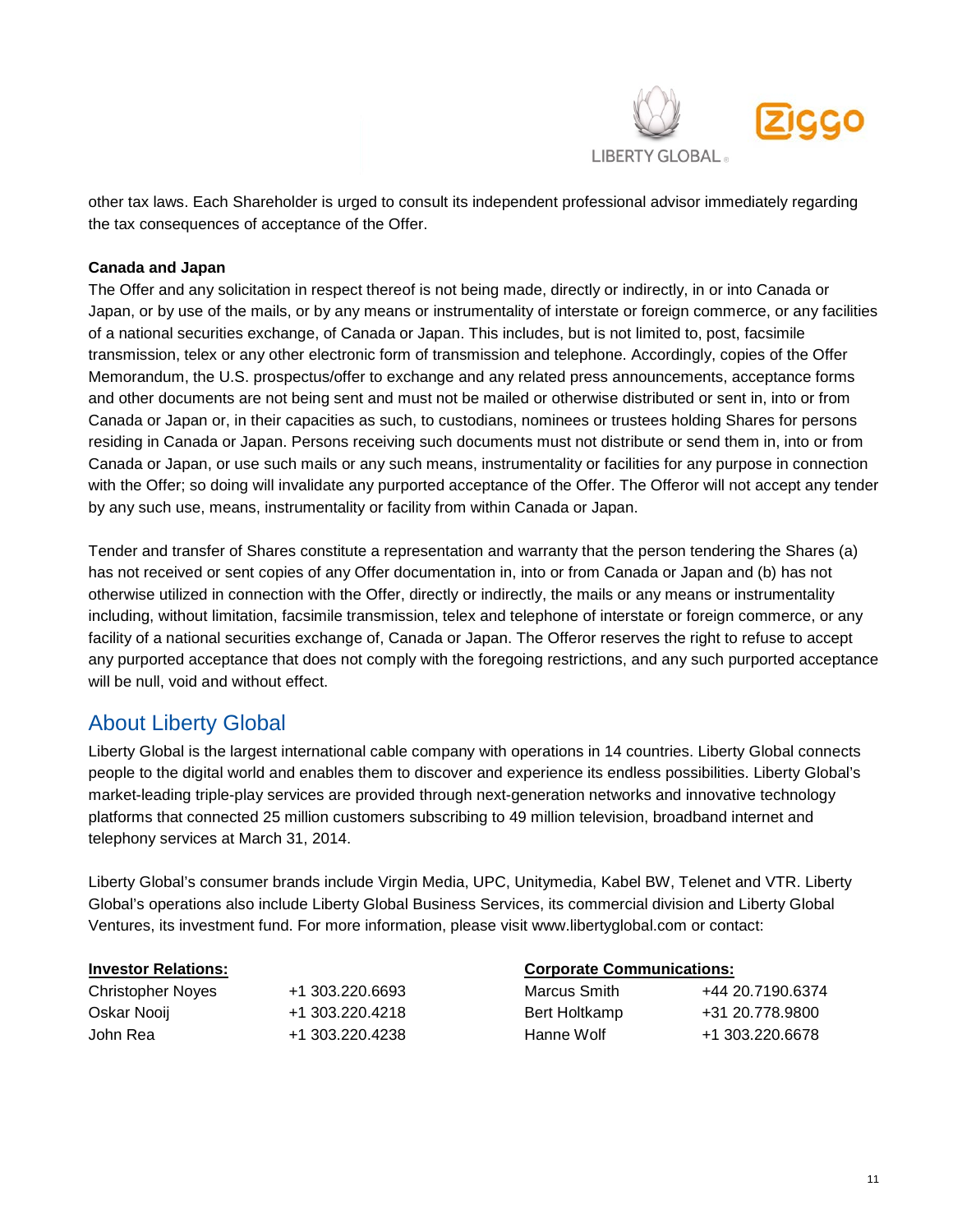other tax laws. Each Shareholder is urged to consult its independent professional advisor immediately regarding the tax consequences of acceptance of the Offer.

**Canada and Japan**

The Offer and any solicitation in respect thereof is not being made, directly or indirectly, in or into Canada or Japan, or by use of the mails, or by any means or instrumentality of interstate or foreign commerce, or any facilities of a national securities exchange, of Canada or Japan. This includes, but is not limited to, post, facsimile transmission, telex or any other electronic form of transmission and telephone. Accordingly, copies of the Offer Memorandum, the U.S. prospectus/offer to exchange and any related press announcements, acceptance forms and other documents are not being sent and must not be mailed or otherwise distributed or sent in, into or from Canada or Japan or, in their capacities as such, to custodians, nominees or trustees holding Shares for persons residing in Canada or Japan. Persons receiving such documents must not distribute or send them in, into or from Canada or Japan, or use such mails or any such means, instrumentality or facilities for any purpose in connection with the Offer; so doing will invalidate any purported acceptance of the Offer. The Offeror will not accept any tender by any such use, means, instrumentality or facility from within Canada or Japan.

Tender and transfer of Shares constitute a representation and warranty that the person tendering the Shares (a) has not received or sent copies of any Offer documentation in, into or from Canada or Japan and (b) has not otherwise utilized in connection with the Offer, directly or indirectly, the mails or any means or instrumentality including, without limitation, facsimile transmission, telex and telephone of interstate or foreign commerce, or any facility of a national securities exchange of, Canada or Japan. The Offeror reserves the right to refuse to accept any purported acceptance that does not comply with the foregoing restrictions, and any such purported acceptance will be null, void and without effect.

## About Liberty Global

Liberty Global is the largest international cable company with operations in 14 countries. Liberty Global connects people to the digital world and enables them to discover and experience its endless possibilities. Liberty Global's market-leading triple-play services are provided through next-generation networks and innovative technology platforms that connected 25 million customers subscribing to 49 million television, broadband internet and telephony services at March 31, 2014.

Liberty Global's consumer brands include Virgin Media, UPC, Unitymedia, Kabel BW, Telenet and VTR. Liberty Global's operations also include Liberty Global Business Services, its commercial division and Liberty Global Ventures, its investment fund. For more information, please visit www.libertyglobal.com or contact:

| **Investor Relations:** | | **Corporate Communications:** | |
|---|---|---|---|
| Christopher Noyes | +1 303.220.6693 | Marcus Smith | +44 20.7190.6374 |
| Oskar Nooij | +1 303.220.4218 | Bert Holtkamp | +31 20.778.9800 |
| John Rea | +1 303.220.4238 | Hanne Wolf | +1 303.220.6678 |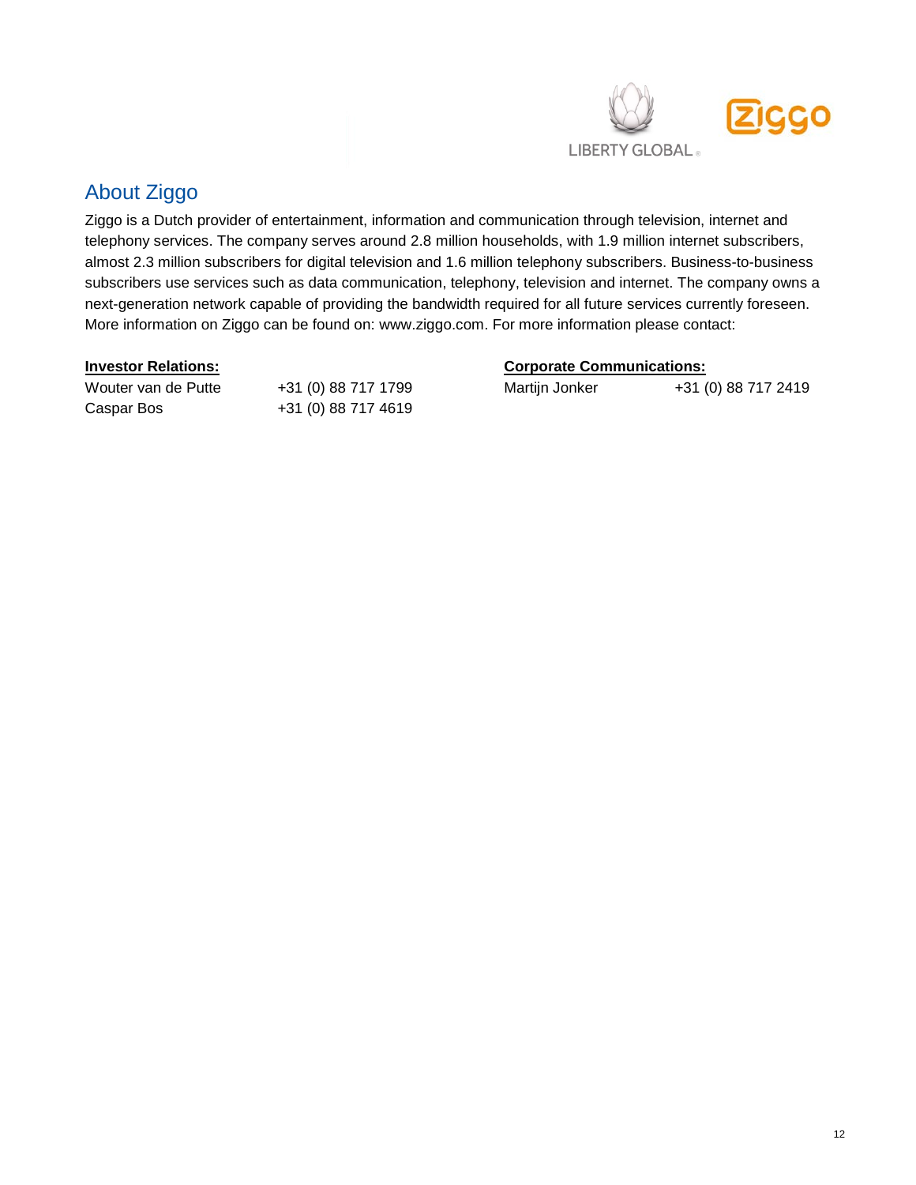## About Ziggo

Ziggo is a Dutch provider of entertainment, information and communication through television, internet and telephony services. The company serves around 2.8 million households, with 1.9 million internet subscribers, almost 2.3 million subscribers for digital television and 1.6 million telephony subscribers. Business-to-business subscribers use services such as data communication, telephony, television and internet. The company owns a next-generation network capable of providing the bandwidth required for all future services currently foreseen. More information on Ziggo can be found on: www.ziggo.com. For more information please contact:

**Investor Relations:**

Wouter van de Putte +31 (0) 88 717 1799

Caspar Bos +31 (0) 88 717 4619

**Corporate Communications:**

Martijn Jonker +31 (0) 88 717 2419